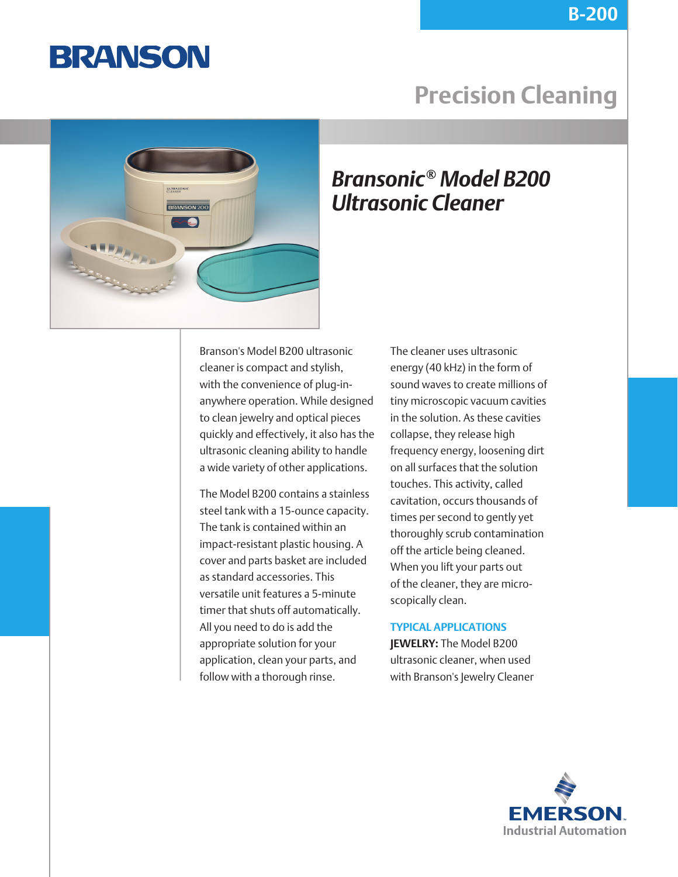B-200

BRANSON

# Precision Cleaning

## Bransonic® Model B200 Ultrasonic Cleaner

Branson's Model B200 ultrasonic cleaner is compact and stylish, with the convenience of plug-in-anywhere operation. While designed to clean jewelry and optical pieces quickly and effectively, it also has the ultrasonic cleaning ability to handle a wide variety of other applications.

The Model B200 contains a stainless steel tank with a 15-ounce capacity. The tank is contained within an impact-resistant plastic housing. A cover and parts basket are included as standard accessories. This versatile unit features a 5-minute timer that shuts off automatically. All you need to do is add the appropriate solution for your application, clean your parts, and follow with a thorough rinse.

The cleaner uses ultrasonic energy (40 kHz) in the form of sound waves to create millions of tiny microscopic vacuum cavities in the solution. As these cavities collapse, they release high frequency energy, loosening dirt on all surfaces that the solution touches. This activity, called cavitation, occurs thousands of times per second to gently yet thoroughly scrub contamination off the article being cleaned. When you lift your parts out of the cleaner, they are microscopically clean.

### TYPICAL APPLICATIONS

**JEWELRY:** The Model B200 ultrasonic cleaner, when used with Branson's Jewelry Cleaner

EMERSON. Industrial Automation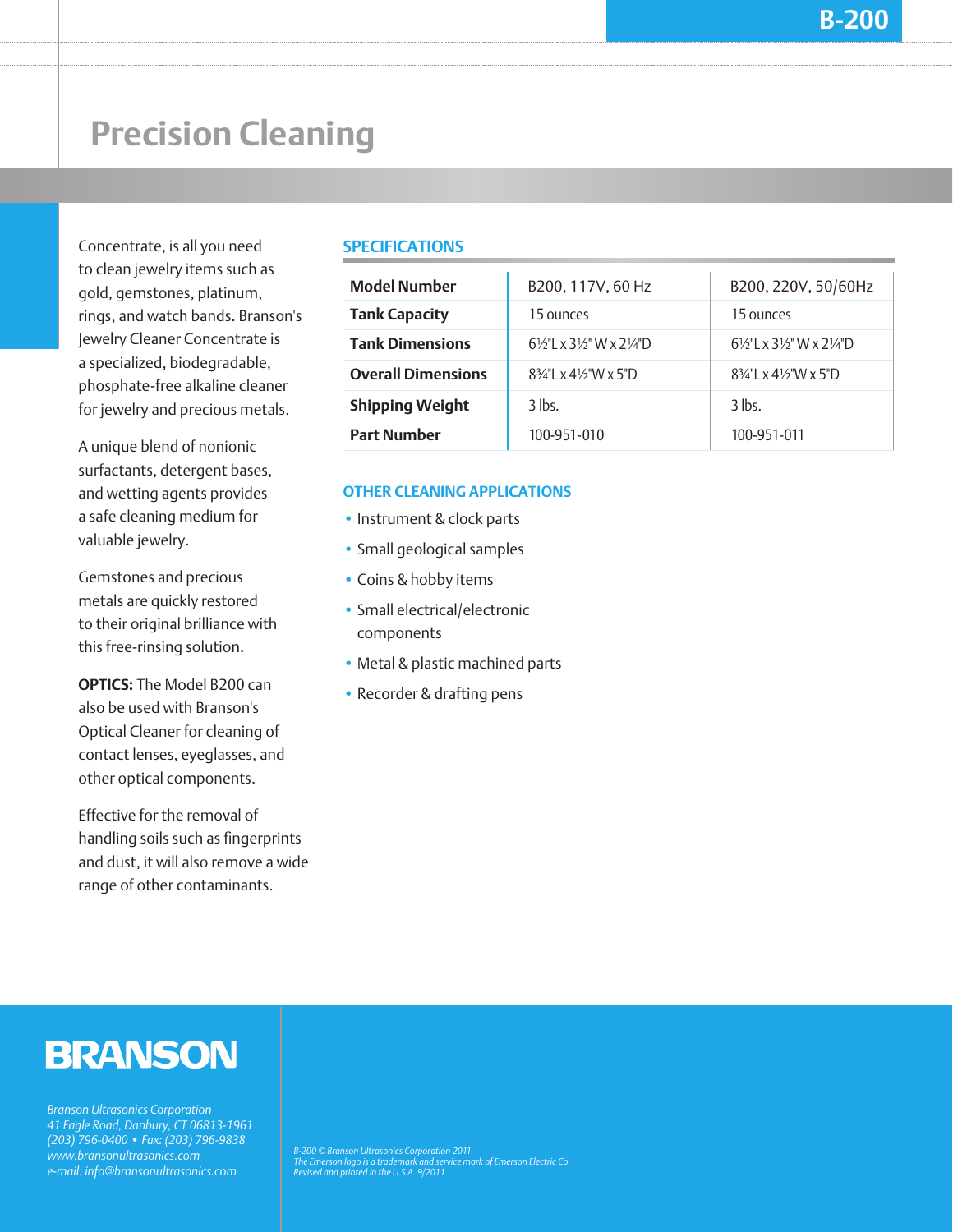# Precision Cleaning

Concentrate, is all you need to clean jewelry items such as gold, gemstones, platinum, rings, and watch bands. Branson's Jewelry Cleaner Concentrate is a specialized, biodegradable, phosphate-free alkaline cleaner for jewelry and precious metals.

A unique blend of nonionic surfactants, detergent bases, and wetting agents provides a safe cleaning medium for valuable jewelry.

Gemstones and precious metals are quickly restored to their original brilliance with this free-rinsing solution.

**OPTICS:** The Model B200 can also be used with Branson's Optical Cleaner for cleaning of contact lenses, eyeglasses, and other optical components.

Effective for the removal of handling soils such as fingerprints and dust, it will also remove a wide range of other contaminants.

## SPECIFICATIONS

| | | |
|---|---|---|
| **Model Number** | B200, 117V, 60 Hz | B200, 220V, 50/60Hz |
| **Tank Capacity** | 15 ounces | 15 ounces |
| **Tank Dimensions** | 6½"L x 3½" W x 2¼"D | 6½"L x 3½" W x 2¼"D |
| **Overall Dimensions** | 8¾"L x 4½"W x 5"D | 8¾"L x 4½"W x 5"D |
| **Shipping Weight** | 3 lbs. | 3 lbs. |
| **Part Number** | 100-951-010 | 100-951-011 |

## OTHER CLEANING APPLICATIONS

- Instrument & clock parts
- Small geological samples
- Coins & hobby items
- Small electrical/electronic components
- Metal & plastic machined parts
- Recorder & drafting pens

BRANSON

*Branson Ultrasonics Corporation*
*41 Eagle Road, Danbury, CT 06813-1961*
*(203) 796-0400 • Fax: (203) 796-9838*
*www.bransonultrasonics.com*
*e-mail: info@bransonultrasonics.com*

*B-200 © Branson Ultrasonics Corporation 2011*
*The Emerson logo is a trademark and service mark of Emerson Electric Co.*
*Revised and printed in the U.S.A. 9/2011*